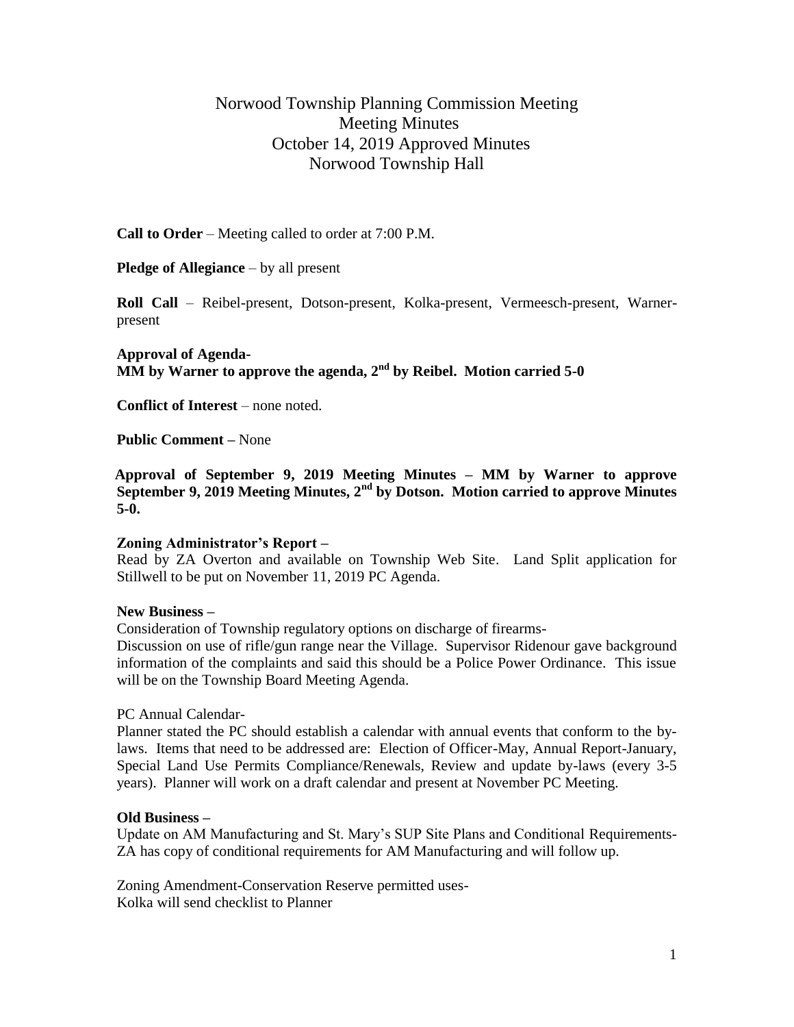# Norwood Township Planning Commission Meeting
## Meeting Minutes
## October 14, 2019 Approved Minutes
## Norwood Township Hall

**Call to Order** – Meeting called to order at 7:00 P.M.

**Pledge of Allegiance** – by all present

**Roll Call** – Reibel-present, Dotson-present, Kolka-present, Vermeesch-present, Warner-present

**Approval of Agenda-**
**MM by Warner to approve the agenda, 2nd by Reibel. Motion carried 5-0**

**Conflict of Interest** – none noted.

**Public Comment –** None

**Approval of September 9, 2019 Meeting Minutes – MM by Warner to approve September 9, 2019 Meeting Minutes, 2nd by Dotson. Motion carried to approve Minutes 5-0.**

**Zoning Administrator's Report –**
Read by ZA Overton and available on Township Web Site. Land Split application for Stillwell to be put on November 11, 2019 PC Agenda.

**New Business –**
Consideration of Township regulatory options on discharge of firearms-
Discussion on use of rifle/gun range near the Village. Supervisor Ridenour gave background information of the complaints and said this should be a Police Power Ordinance. This issue will be on the Township Board Meeting Agenda.

PC Annual Calendar-
Planner stated the PC should establish a calendar with annual events that conform to the by-laws. Items that need to be addressed are: Election of Officer-May, Annual Report-January, Special Land Use Permits Compliance/Renewals, Review and update by-laws (every 3-5 years). Planner will work on a draft calendar and present at November PC Meeting.

**Old Business –**
Update on AM Manufacturing and St. Mary's SUP Site Plans and Conditional Requirements-
ZA has copy of conditional requirements for AM Manufacturing and will follow up.

Zoning Amendment-Conservation Reserve permitted uses-
Kolka will send checklist to Planner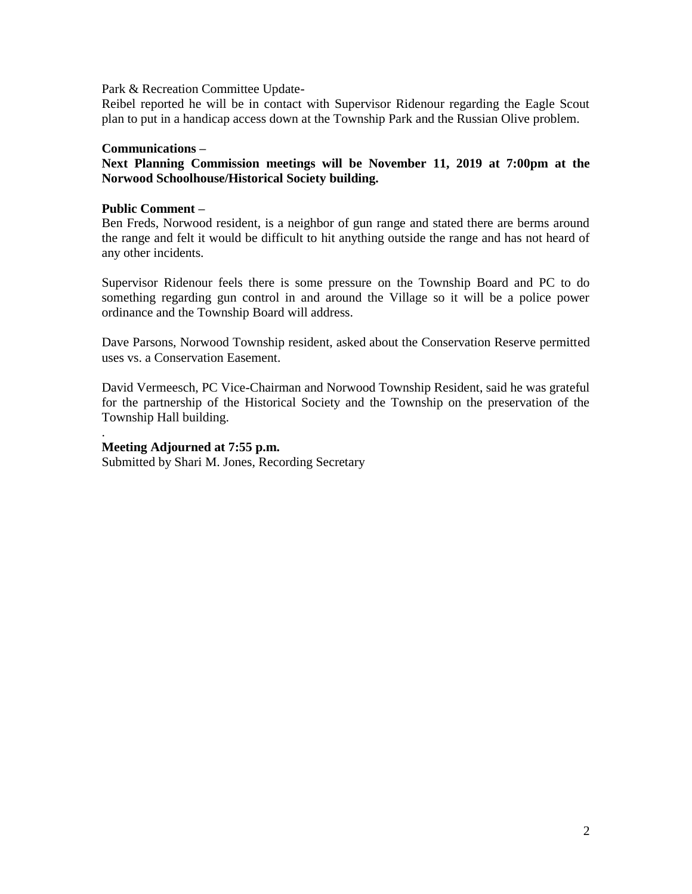Park & Recreation Committee Update-
Reibel reported he will be in contact with Supervisor Ridenour regarding the Eagle Scout plan to put in a handicap access down at the Township Park and the Russian Olive problem.

**Communications –**
**Next Planning Commission meetings will be November 11, 2019 at 7:00pm at the Norwood Schoolhouse/Historical Society building.**

**Public Comment –**
Ben Freds, Norwood resident, is a neighbor of gun range and stated there are berms around the range and felt it would be difficult to hit anything outside the range and has not heard of any other incidents.

Supervisor Ridenour feels there is some pressure on the Township Board and PC to do something regarding gun control in and around the Village so it will be a police power ordinance and the Township Board will address.

Dave Parsons, Norwood Township resident, asked about the Conservation Reserve permitted uses vs. a Conservation Easement.

David Vermeesch, PC Vice-Chairman and Norwood Township Resident, said he was grateful for the partnership of the Historical Society and the Township on the preservation of the Township Hall building.

.
**Meeting Adjourned at 7:55 p.m.**
Submitted by Shari M. Jones, Recording Secretary